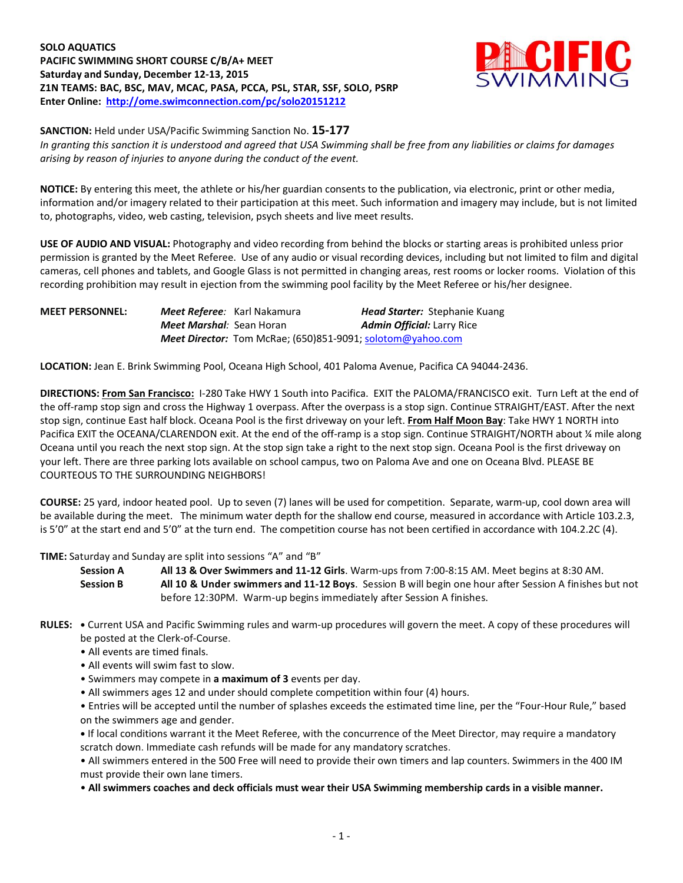**SOLO AQUATICS**
**PACIFIC SWIMMING SHORT COURSE C/B/A+ MEET**
**Saturday and Sunday, December 12-13, 2015**
**Z1N TEAMS: BAC, BSC, MAV, MCAC, PASA, PCCA, PSL, STAR, SSF, SOLO, PSRP**
**Enter Online: [http://ome.swimconnection.com/pc/solo20151212](http://ome.swimconnection.com/pc/solo20151212)**

**SANCTION:** Held under USA/Pacific Swimming Sanction No. **15-177**
*In granting this sanction it is understood and agreed that USA Swimming shall be free from any liabilities or claims for damages arising by reason of injuries to anyone during the conduct of the event.*

**NOTICE:** By entering this meet, the athlete or his/her guardian consents to the publication, via electronic, print or other media, information and/or imagery related to their participation at this meet. Such information and imagery may include, but is not limited to, photographs, video, web casting, television, psych sheets and live meet results.

**USE OF AUDIO AND VISUAL:** Photography and video recording from behind the blocks or starting areas is prohibited unless prior permission is granted by the Meet Referee. Use of any audio or visual recording devices, including but not limited to film and digital cameras, cell phones and tablets, and Google Glass is not permitted in changing areas, rest rooms or locker rooms. Violation of this recording prohibition may result in ejection from the swimming pool facility by the Meet Referee or his/her designee.

**MEET PERSONNEL:**
***Meet Referee***: Karl Nakamura — ***Head Starter:*** Stephanie Kuang
***Meet Marshal***: Sean Horan — ***Admin Official:*** Larry Rice
***Meet Director:*** Tom McRae; (650)851-9091; solotom@yahoo.com

**LOCATION:** Jean E. Brink Swimming Pool, Oceana High School, 401 Paloma Avenue, Pacifica CA 94044-2436.

**DIRECTIONS:** **From San Francisco:** I-280 Take HWY 1 South into Pacifica. EXIT the PALOMA/FRANCISCO exit. Turn Left at the end of the off-ramp stop sign and cross the Highway 1 overpass. After the overpass is a stop sign. Continue STRAIGHT/EAST. After the next stop sign, continue East half block. Oceana Pool is the first driveway on your left. **From Half Moon Bay**: Take HWY 1 NORTH into Pacifica EXIT the OCEANA/CLARENDON exit. At the end of the off-ramp is a stop sign. Continue STRAIGHT/NORTH about ¼ mile along Oceana until you reach the next stop sign. At the stop sign take a right to the next stop sign. Oceana Pool is the first driveway on your left. There are three parking lots available on school campus, two on Paloma Ave and one on Oceana Blvd. PLEASE BE COURTEOUS TO THE SURROUNDING NEIGHBORS!

**COURSE:** 25 yard, indoor heated pool. Up to seven (7) lanes will be used for competition. Separate, warm-up, cool down area will be available during the meet. The minimum water depth for the shallow end course, measured in accordance with Article 103.2.3, is 5'0" at the start end and 5'0" at the turn end. The competition course has not been certified in accordance with 104.2.2C (4).

**TIME:** Saturday and Sunday are split into sessions "A" and "B"

**Session A** — **All 13 & Over Swimmers and 11-12 Girls**. Warm-ups from 7:00-8:15 AM. Meet begins at 8:30 AM.

**Session B** — **All 10 & Under swimmers and 11-12 Boys**. Session B will begin one hour after Session A finishes but not before 12:30PM. Warm-up begins immediately after Session A finishes.

**RULES:**
- Current USA and Pacific Swimming rules and warm-up procedures will govern the meet. A copy of these procedures will be posted at the Clerk-of-Course.
- All events are timed finals.
- All events will swim fast to slow.
- Swimmers may compete in **a maximum of 3** events per day.
- All swimmers ages 12 and under should complete competition within four (4) hours.
- Entries will be accepted until the number of splashes exceeds the estimated time line, per the "Four-Hour Rule," based on the swimmers age and gender.
- If local conditions warrant it the Meet Referee, with the concurrence of the Meet Director, may require a mandatory scratch down. Immediate cash refunds will be made for any mandatory scratches.
- All swimmers entered in the 500 Free will need to provide their own timers and lap counters. Swimmers in the 400 IM must provide their own lane timers.
- **All swimmers coaches and deck officials must wear their USA Swimming membership cards in a visible manner.**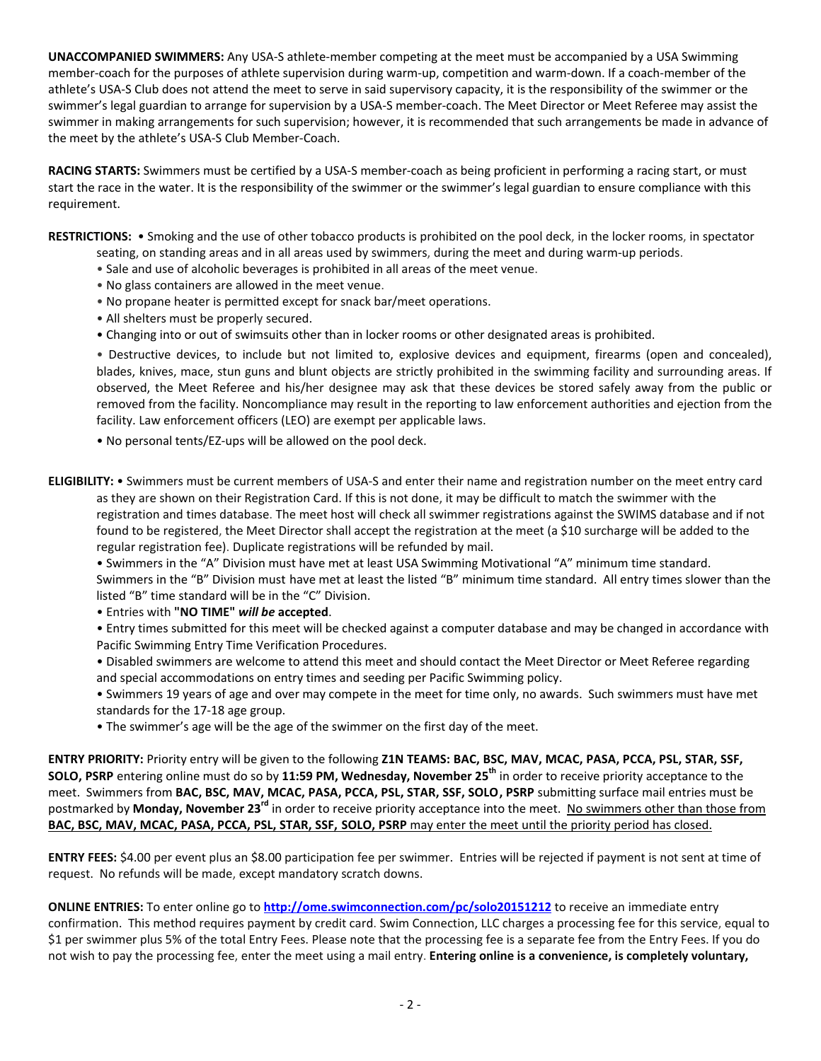**UNACCOMPANIED SWIMMERS:** Any USA-S athlete-member competing at the meet must be accompanied by a USA Swimming member-coach for the purposes of athlete supervision during warm-up, competition and warm-down. If a coach-member of the athlete's USA-S Club does not attend the meet to serve in said supervisory capacity, it is the responsibility of the swimmer or the swimmer's legal guardian to arrange for supervision by a USA-S member-coach. The Meet Director or Meet Referee may assist the swimmer in making arrangements for such supervision; however, it is recommended that such arrangements be made in advance of the meet by the athlete's USA-S Club Member-Coach.

**RACING STARTS:** Swimmers must be certified by a USA-S member-coach as being proficient in performing a racing start, or must start the race in the water. It is the responsibility of the swimmer or the swimmer's legal guardian to ensure compliance with this requirement.

**RESTRICTIONS:**
- Smoking and the use of other tobacco products is prohibited on the pool deck, in the locker rooms, in spectator seating, on standing areas and in all areas used by swimmers, during the meet and during warm-up periods.
- Sale and use of alcoholic beverages is prohibited in all areas of the meet venue.
- No glass containers are allowed in the meet venue.
- No propane heater is permitted except for snack bar/meet operations.
- All shelters must be properly secured.
- Changing into or out of swimsuits other than in locker rooms or other designated areas is prohibited.
- Destructive devices, to include but not limited to, explosive devices and equipment, firearms (open and concealed), blades, knives, mace, stun guns and blunt objects are strictly prohibited in the swimming facility and surrounding areas. If observed, the Meet Referee and his/her designee may ask that these devices be stored safely away from the public or removed from the facility. Noncompliance may result in the reporting to law enforcement authorities and ejection from the facility. Law enforcement officers (LEO) are exempt per applicable laws.
- No personal tents/EZ-ups will be allowed on the pool deck.

**ELIGIBILITY:**
- Swimmers must be current members of USA-S and enter their name and registration number on the meet entry card as they are shown on their Registration Card. If this is not done, it may be difficult to match the swimmer with the registration and times database. The meet host will check all swimmer registrations against the SWIMS database and if not found to be registered, the Meet Director shall accept the registration at the meet (a $10 surcharge will be added to the regular registration fee). Duplicate registrations will be refunded by mail.
- Swimmers in the "A" Division must have met at least USA Swimming Motivational "A" minimum time standard. Swimmers in the "B" Division must have met at least the listed "B" minimum time standard. All entry times slower than the listed "B" time standard will be in the "C" Division.
- Entries with **"NO TIME"** ***will be*** **accepted**.
- Entry times submitted for this meet will be checked against a computer database and may be changed in accordance with Pacific Swimming Entry Time Verification Procedures.
- Disabled swimmers are welcome to attend this meet and should contact the Meet Director or Meet Referee regarding and special accommodations on entry times and seeding per Pacific Swimming policy.
- Swimmers 19 years of age and over may compete in the meet for time only, no awards. Such swimmers must have met standards for the 17-18 age group.
- The swimmer's age will be the age of the swimmer on the first day of the meet.

**ENTRY PRIORITY:** Priority entry will be given to the following **Z1N TEAMS: BAC, BSC, MAV, MCAC, PASA, PCCA, PSL, STAR, SSF, SOLO, PSRP** entering online must do so by **11:59 PM, Wednesday, November 25th** in order to receive priority acceptance to the meet. Swimmers from **BAC, BSC, MAV, MCAC, PASA, PCCA, PSL, STAR, SSF, SOLO, PSRP** submitting surface mail entries must be postmarked by **Monday, November 23rd** in order to receive priority acceptance into the meet. No swimmers other than those from **BAC, BSC, MAV, MCAC, PASA, PCCA, PSL, STAR, SSF, SOLO, PSRP** may enter the meet until the priority period has closed.

**ENTRY FEES:** $4.00 per event plus an $8.00 participation fee per swimmer. Entries will be rejected if payment is not sent at time of request. No refunds will be made, except mandatory scratch downs.

**ONLINE ENTRIES:** To enter online go to **http://ome.swimconnection.com/pc/solo20151212** to receive an immediate entry confirmation. This method requires payment by credit card. Swim Connection, LLC charges a processing fee for this service, equal to $1 per swimmer plus 5% of the total Entry Fees. Please note that the processing fee is a separate fee from the Entry Fees. If you do not wish to pay the processing fee, enter the meet using a mail entry. **Entering online is a convenience, is completely voluntary,**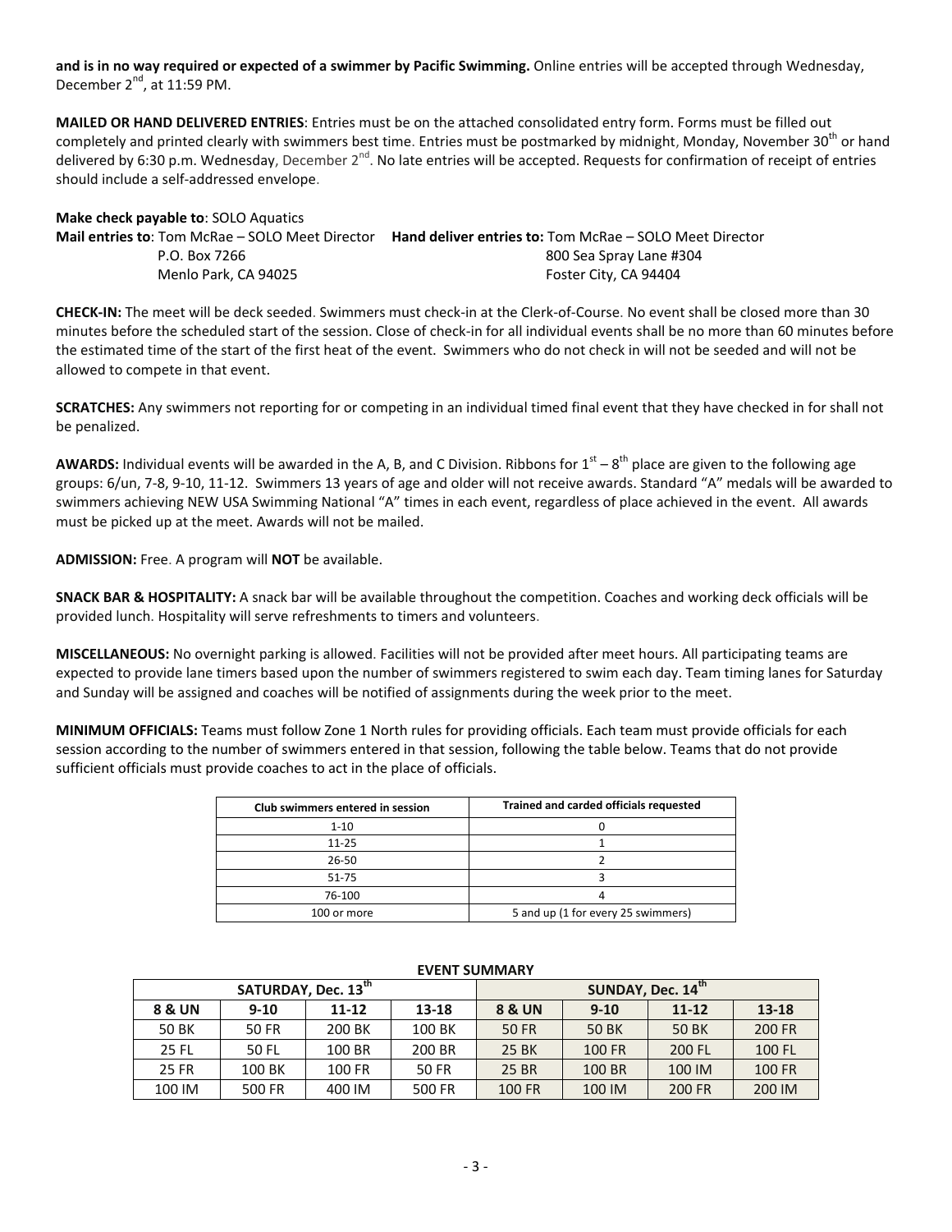**and is in no way required or expected of a swimmer by Pacific Swimming.** Online entries will be accepted through Wednesday, December 2nd, at 11:59 PM.

**MAILED OR HAND DELIVERED ENTRIES**: Entries must be on the attached consolidated entry form. Forms must be filled out completely and printed clearly with swimmers best time. Entries must be postmarked by midnight, Monday, November 30th or hand delivered by 6:30 p.m. Wednesday, December 2nd. No late entries will be accepted. Requests for confirmation of receipt of entries should include a self-addressed envelope.

**Make check payable to**: SOLO Aquatics

**Mail entries to**: Tom McRae – SOLO Meet Director
P.O. Box 7266
Menlo Park, CA 94025

**Hand deliver entries to:** Tom McRae – SOLO Meet Director
800 Sea Spray Lane #304
Foster City, CA 94404

**CHECK-IN:** The meet will be deck seeded. Swimmers must check-in at the Clerk-of-Course. No event shall be closed more than 30 minutes before the scheduled start of the session. Close of check-in for all individual events shall be no more than 60 minutes before the estimated time of the start of the first heat of the event. Swimmers who do not check in will not be seeded and will not be allowed to compete in that event.

**SCRATCHES:** Any swimmers not reporting for or competing in an individual timed final event that they have checked in for shall not be penalized.

**AWARDS:** Individual events will be awarded in the A, B, and C Division. Ribbons for 1st – 8th place are given to the following age groups: 6/un, 7-8, 9-10, 11-12. Swimmers 13 years of age and older will not receive awards. Standard "A" medals will be awarded to swimmers achieving NEW USA Swimming National "A" times in each event, regardless of place achieved in the event. All awards must be picked up at the meet. Awards will not be mailed.

**ADMISSION:** Free. A program will **NOT** be available.

**SNACK BAR & HOSPITALITY:** A snack bar will be available throughout the competition. Coaches and working deck officials will be provided lunch. Hospitality will serve refreshments to timers and volunteers.

**MISCELLANEOUS:** No overnight parking is allowed. Facilities will not be provided after meet hours. All participating teams are expected to provide lane timers based upon the number of swimmers registered to swim each day. Team timing lanes for Saturday and Sunday will be assigned and coaches will be notified of assignments during the week prior to the meet.

**MINIMUM OFFICIALS:** Teams must follow Zone 1 North rules for providing officials. Each team must provide officials for each session according to the number of swimmers entered in that session, following the table below. Teams that do not provide sufficient officials must provide coaches to act in the place of officials.

| Club swimmers entered in session | Trained and carded officials requested |
|---|---|
| 1-10 | 0 |
| 11-25 | 1 |
| 26-50 | 2 |
| 51-75 | 3 |
| 76-100 | 4 |
| 100 or more | 5 and up (1 for every 25 swimmers) |

**EVENT SUMMARY**

| SATURDAY, Dec. 13th | | | | SUNDAY, Dec. 14th | | | |
|---|---|---|---|---|---|---|---|
| **8 & UN** | **9-10** | **11-12** | **13-18** | **8 & UN** | **9-10** | **11-12** | **13-18** |
| 50 BK | 50 FR | 200 BK | 100 BK | 50 FR | 50 BK | 50 BK | 200 FR |
| 25 FL | 50 FL | 100 BR | 200 BR | 25 BK | 100 FR | 200 FL | 100 FL |
| 25 FR | 100 BK | 100 FR | 50 FR | 25 BR | 100 BR | 100 IM | 100 FR |
| 100 IM | 500 FR | 400 IM | 500 FR | 100 FR | 100 IM | 200 FR | 200 IM |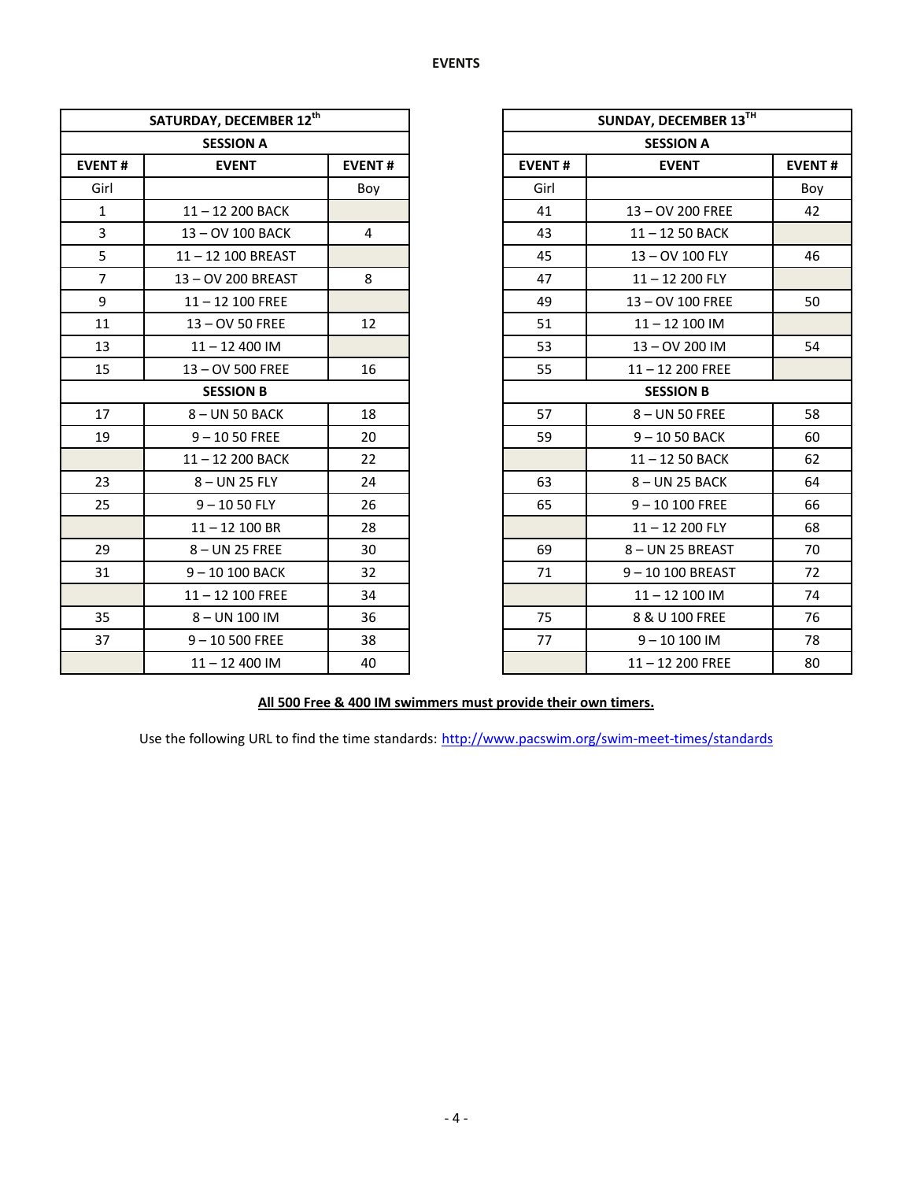**EVENTS**

| SATURDAY, DECEMBER 12th | | |
|---|---|---|
| **SESSION A** | | |
| **EVENT #** | **EVENT** | **EVENT #** |
| Girl | | Boy |
| 1 | 11 – 12 200 BACK | |
| 3 | 13 – OV 100 BACK | 4 |
| 5 | 11 – 12 100 BREAST | |
| 7 | 13 – OV 200 BREAST | 8 |
| 9 | 11 – 12 100 FREE | |
| 11 | 13 – OV 50 FREE | 12 |
| 13 | 11 – 12 400 IM | |
| 15 | 13 – OV 500 FREE | 16 |
| **SESSION B** | | |
| 17 | 8 – UN 50 BACK | 18 |
| 19 | 9 – 10 50 FREE | 20 |
| | 11 – 12 200 BACK | 22 |
| 23 | 8 – UN 25 FLY | 24 |
| 25 | 9 – 10 50 FLY | 26 |
| | 11 – 12 100 BR | 28 |
| 29 | 8 – UN 25 FREE | 30 |
| 31 | 9 – 10 100 BACK | 32 |
| | 11 – 12 100 FREE | 34 |
| 35 | 8 – UN 100 IM | 36 |
| 37 | 9 – 10 500 FREE | 38 |
| | 11 – 12 400 IM | 40 |

| SUNDAY, DECEMBER 13TH | | |
|---|---|---|
| **SESSION A** | | |
| **EVENT #** | **EVENT** | **EVENT #** |
| Girl | | Boy |
| 41 | 13 – OV 200 FREE | 42 |
| 43 | 11 – 12 50 BACK | |
| 45 | 13 – OV 100 FLY | 46 |
| 47 | 11 – 12 200 FLY | |
| 49 | 13 – OV 100 FREE | 50 |
| 51 | 11 – 12 100 IM | |
| 53 | 13 – OV 200 IM | 54 |
| 55 | 11 – 12 200 FREE | |
| **SESSION B** | | |
| 57 | 8 – UN 50 FREE | 58 |
| 59 | 9 – 10 50 BACK | 60 |
| | 11 – 12 50 BACK | 62 |
| 63 | 8 – UN 25 BACK | 64 |
| 65 | 9 – 10 100 FREE | 66 |
| | 11 – 12 200 FLY | 68 |
| 69 | 8 – UN 25 BREAST | 70 |
| 71 | 9 – 10 100 BREAST | 72 |
| | 11 – 12 100 IM | 74 |
| 75 | 8 & U 100 FREE | 76 |
| 77 | 9 – 10 100 IM | 78 |
| | 11 – 12 200 FREE | 80 |

**All 500 Free & 400 IM swimmers must provide their own timers.**

Use the following URL to find the time standards: http://www.pacswim.org/swim-meet-times/standards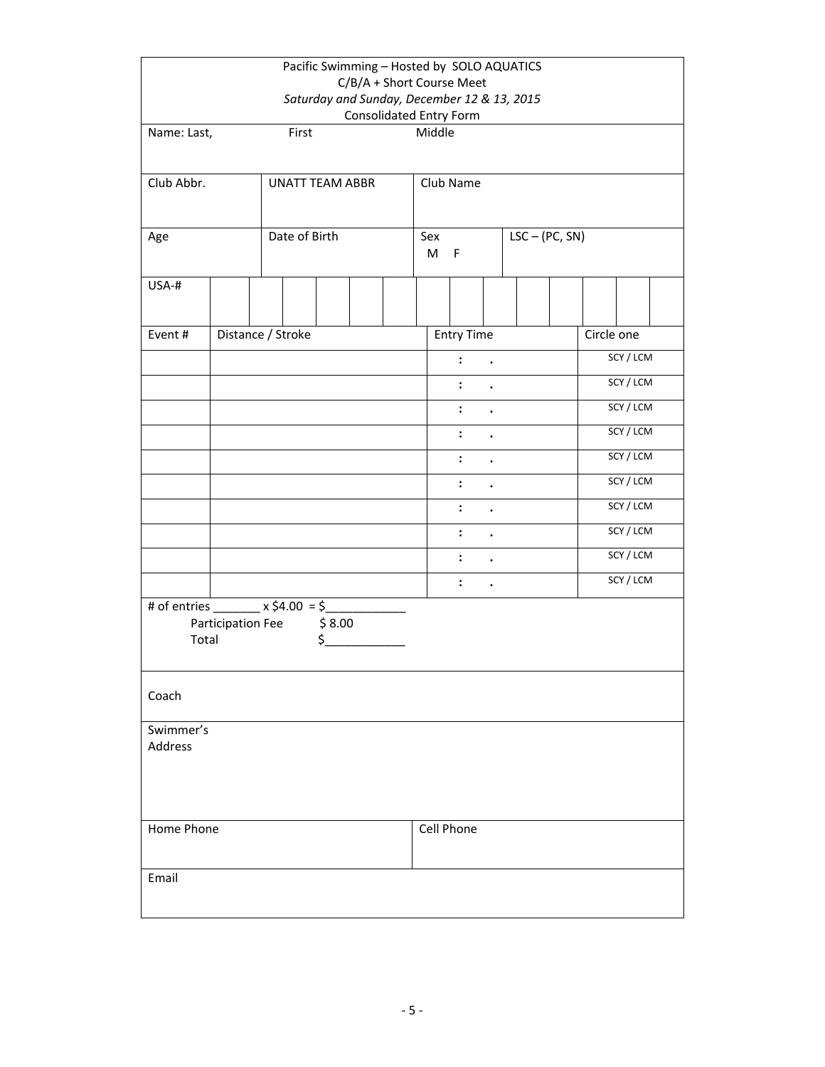Pacific Swimming – Hosted by SOLO AQUATICS

C/B/A + Short Course Meet

*Saturday and Sunday, December 12 & 13, 2015*

Consolidated Entry Form

| Name: Last, | First | Middle |
|---|---|---|
| | | |

| Club Abbr. | UNATT TEAM ABBR | Club Name |
|---|---|---|
| | | |

| Age | Date of Birth | Sex M F | LSC – (PC, SN) |
|---|---|---|---|
| | | | |

| USA-# | | | | | | | | | | | | | | |
|---|---|---|---|---|---|---|---|---|---|---|---|---|---|---|
| | | | | | | | | | | | | | | |

| Event # | Distance / Stroke | Entry Time | Circle one |
|---|---|---|---|
| | | : . | SCY / LCM |
| | | : . | SCY / LCM |
| | | : . | SCY / LCM |
| | | : . | SCY / LCM |
| | | : . | SCY / LCM |
| | | : . | SCY / LCM |
| | | : . | SCY / LCM |
| | | : . | SCY / LCM |
| | | : . | SCY / LCM |
| | | : . | SCY / LCM |

# of entries _______ x $4.00 = $____________

Participation Fee $ 8.00

Total $____________

Coach

Swimmer's Address

| Home Phone | Cell Phone |
|---|---|
| | |

Email